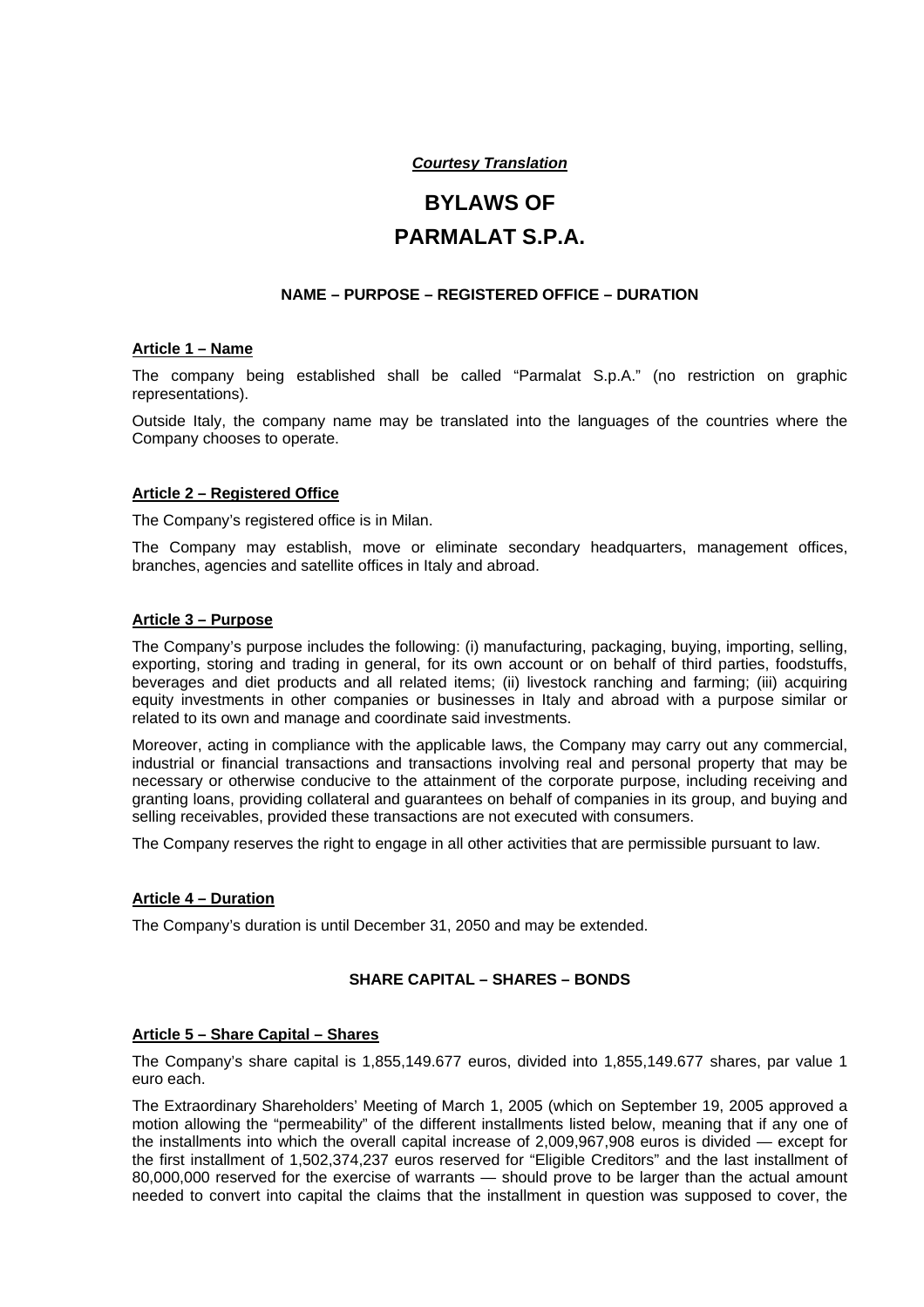***Courtesy Translation***

# BYLAWS OF PARMALAT S.P.A.

## NAME – PURPOSE – REGISTERED OFFICE – DURATION

### Article 1 – Name

The company being established shall be called "Parmalat S.p.A." (no restriction on graphic representations).

Outside Italy, the company name may be translated into the languages of the countries where the Company chooses to operate.

### Article 2 – Registered Office

The Company's registered office is in Milan.

The Company may establish, move or eliminate secondary headquarters, management offices, branches, agencies and satellite offices in Italy and abroad.

### Article 3 – Purpose

The Company's purpose includes the following: (i) manufacturing, packaging, buying, importing, selling, exporting, storing and trading in general, for its own account or on behalf of third parties, foodstuffs, beverages and diet products and all related items; (ii) livestock ranching and farming; (iii) acquiring equity investments in other companies or businesses in Italy and abroad with a purpose similar or related to its own and manage and coordinate said investments.

Moreover, acting in compliance with the applicable laws, the Company may carry out any commercial, industrial or financial transactions and transactions involving real and personal property that may be necessary or otherwise conducive to the attainment of the corporate purpose, including receiving and granting loans, providing collateral and guarantees on behalf of companies in its group, and buying and selling receivables, provided these transactions are not executed with consumers.

The Company reserves the right to engage in all other activities that are permissible pursuant to law.

### Article 4 – Duration

The Company's duration is until December 31, 2050 and may be extended.

## SHARE CAPITAL – SHARES – BONDS

### Article 5 – Share Capital – Shares

The Company's share capital is 1,855,149.677 euros, divided into 1,855,149.677 shares, par value 1 euro each.

The Extraordinary Shareholders' Meeting of March 1, 2005 (which on September 19, 2005 approved a motion allowing the "permeability" of the different installments listed below, meaning that if any one of the installments into which the overall capital increase of 2,009,967,908 euros is divided — except for the first installment of 1,502,374,237 euros reserved for "Eligible Creditors" and the last installment of 80,000,000 reserved for the exercise of warrants — should prove to be larger than the actual amount needed to convert into capital the claims that the installment in question was supposed to cover, the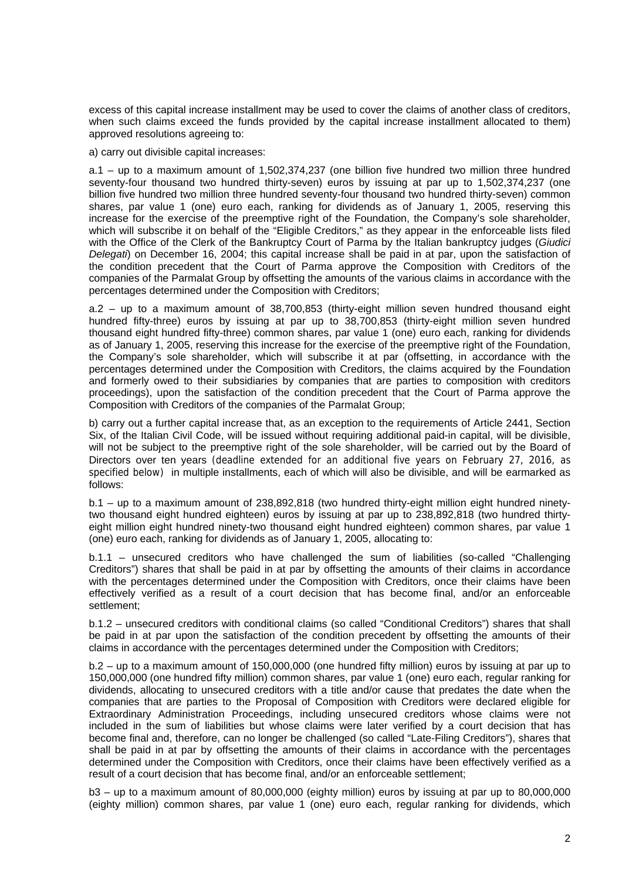excess of this capital increase installment may be used to cover the claims of another class of creditors, when such claims exceed the funds provided by the capital increase installment allocated to them) approved resolutions agreeing to:

a) carry out divisible capital increases:

a.1 – up to a maximum amount of 1,502,374,237 (one billion five hundred two million three hundred seventy-four thousand two hundred thirty-seven) euros by issuing at par up to 1,502,374,237 (one billion five hundred two million three hundred seventy-four thousand two hundred thirty-seven) common shares, par value 1 (one) euro each, ranking for dividends as of January 1, 2005, reserving this increase for the exercise of the preemptive right of the Foundation, the Company's sole shareholder, which will subscribe it on behalf of the "Eligible Creditors," as they appear in the enforceable lists filed with the Office of the Clerk of the Bankruptcy Court of Parma by the Italian bankruptcy judges (*Giudici Delegati*) on December 16, 2004; this capital increase shall be paid in at par, upon the satisfaction of the condition precedent that the Court of Parma approve the Composition with Creditors of the companies of the Parmalat Group by offsetting the amounts of the various claims in accordance with the percentages determined under the Composition with Creditors;

a.2 – up to a maximum amount of 38,700,853 (thirty-eight million seven hundred thousand eight hundred fifty-three) euros by issuing at par up to 38,700,853 (thirty-eight million seven hundred thousand eight hundred fifty-three) common shares, par value 1 (one) euro each, ranking for dividends as of January 1, 2005, reserving this increase for the exercise of the preemptive right of the Foundation, the Company's sole shareholder, which will subscribe it at par (offsetting, in accordance with the percentages determined under the Composition with Creditors, the claims acquired by the Foundation and formerly owed to their subsidiaries by companies that are parties to composition with creditors proceedings), upon the satisfaction of the condition precedent that the Court of Parma approve the Composition with Creditors of the companies of the Parmalat Group;

b) carry out a further capital increase that, as an exception to the requirements of Article 2441, Section Six, of the Italian Civil Code, will be issued without requiring additional paid-in capital, will be divisible, will not be subject to the preemptive right of the sole shareholder, will be carried out by the Board of Directors over ten years (deadline extended for an additional five years on February 27, 2016, as specified below) in multiple installments, each of which will also be divisible, and will be earmarked as follows:

b.1 – up to a maximum amount of 238,892,818 (two hundred thirty-eight million eight hundred ninety-two thousand eight hundred eighteen) euros by issuing at par up to 238,892,818 (two hundred thirty-eight million eight hundred ninety-two thousand eight hundred eighteen) common shares, par value 1 (one) euro each, ranking for dividends as of January 1, 2005, allocating to:

b.1.1 – unsecured creditors who have challenged the sum of liabilities (so-called "Challenging Creditors") shares that shall be paid in at par by offsetting the amounts of their claims in accordance with the percentages determined under the Composition with Creditors, once their claims have been effectively verified as a result of a court decision that has become final, and/or an enforceable settlement;

b.1.2 – unsecured creditors with conditional claims (so called "Conditional Creditors") shares that shall be paid in at par upon the satisfaction of the condition precedent by offsetting the amounts of their claims in accordance with the percentages determined under the Composition with Creditors;

b.2 – up to a maximum amount of 150,000,000 (one hundred fifty million) euros by issuing at par up to 150,000,000 (one hundred fifty million) common shares, par value 1 (one) euro each, regular ranking for dividends, allocating to unsecured creditors with a title and/or cause that predates the date when the companies that are parties to the Proposal of Composition with Creditors were declared eligible for Extraordinary Administration Proceedings, including unsecured creditors whose claims were not included in the sum of liabilities but whose claims were later verified by a court decision that has become final and, therefore, can no longer be challenged (so called "Late-Filing Creditors"), shares that shall be paid in at par by offsetting the amounts of their claims in accordance with the percentages determined under the Composition with Creditors, once their claims have been effectively verified as a result of a court decision that has become final, and/or an enforceable settlement;

b3 – up to a maximum amount of 80,000,000 (eighty million) euros by issuing at par up to 80,000,000 (eighty million) common shares, par value 1 (one) euro each, regular ranking for dividends, which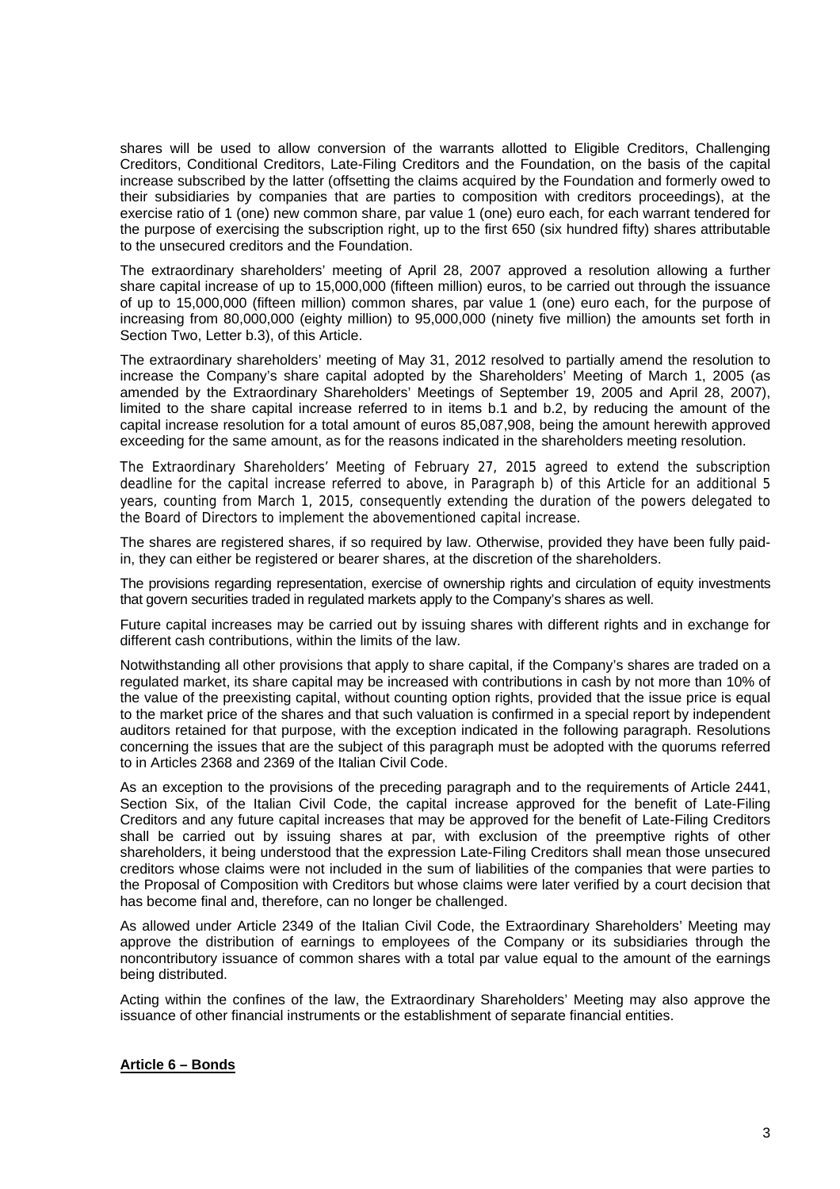shares will be used to allow conversion of the warrants allotted to Eligible Creditors, Challenging Creditors, Conditional Creditors, Late-Filing Creditors and the Foundation, on the basis of the capital increase subscribed by the latter (offsetting the claims acquired by the Foundation and formerly owed to their subsidiaries by companies that are parties to composition with creditors proceedings), at the exercise ratio of 1 (one) new common share, par value 1 (one) euro each, for each warrant tendered for the purpose of exercising the subscription right, up to the first 650 (six hundred fifty) shares attributable to the unsecured creditors and the Foundation.

The extraordinary shareholders' meeting of April 28, 2007 approved a resolution allowing a further share capital increase of up to 15,000,000 (fifteen million) euros, to be carried out through the issuance of up to 15,000,000 (fifteen million) common shares, par value 1 (one) euro each, for the purpose of increasing from 80,000,000 (eighty million) to 95,000,000 (ninety five million) the amounts set forth in Section Two, Letter b.3), of this Article.

The extraordinary shareholders' meeting of May 31, 2012 resolved to partially amend the resolution to increase the Company's share capital adopted by the Shareholders' Meeting of March 1, 2005 (as amended by the Extraordinary Shareholders' Meetings of September 19, 2005 and April 28, 2007), limited to the share capital increase referred to in items b.1 and b.2, by reducing the amount of the capital increase resolution for a total amount of euros 85,087,908, being the amount herewith approved exceeding for the same amount, as for the reasons indicated in the shareholders meeting resolution.

The Extraordinary Shareholders' Meeting of February 27, 2015 agreed to extend the subscription deadline for the capital increase referred to above, in Paragraph b) of this Article for an additional 5 years, counting from March 1, 2015, consequently extending the duration of the powers delegated to the Board of Directors to implement the abovementioned capital increase.

The shares are registered shares, if so required by law. Otherwise, provided they have been fully paid-in, they can either be registered or bearer shares, at the discretion of the shareholders.

The provisions regarding representation, exercise of ownership rights and circulation of equity investments that govern securities traded in regulated markets apply to the Company's shares as well.

Future capital increases may be carried out by issuing shares with different rights and in exchange for different cash contributions, within the limits of the law.

Notwithstanding all other provisions that apply to share capital, if the Company's shares are traded on a regulated market, its share capital may be increased with contributions in cash by not more than 10% of the value of the preexisting capital, without counting option rights, provided that the issue price is equal to the market price of the shares and that such valuation is confirmed in a special report by independent auditors retained for that purpose, with the exception indicated in the following paragraph. Resolutions concerning the issues that are the subject of this paragraph must be adopted with the quorums referred to in Articles 2368 and 2369 of the Italian Civil Code.

As an exception to the provisions of the preceding paragraph and to the requirements of Article 2441, Section Six, of the Italian Civil Code, the capital increase approved for the benefit of Late-Filing Creditors and any future capital increases that may be approved for the benefit of Late-Filing Creditors shall be carried out by issuing shares at par, with exclusion of the preemptive rights of other shareholders, it being understood that the expression Late-Filing Creditors shall mean those unsecured creditors whose claims were not included in the sum of liabilities of the companies that were parties to the Proposal of Composition with Creditors but whose claims were later verified by a court decision that has become final and, therefore, can no longer be challenged.

As allowed under Article 2349 of the Italian Civil Code, the Extraordinary Shareholders' Meeting may approve the distribution of earnings to employees of the Company or its subsidiaries through the noncontributory issuance of common shares with a total par value equal to the amount of the earnings being distributed.

Acting within the confines of the law, the Extraordinary Shareholders' Meeting may also approve the issuance of other financial instruments or the establishment of separate financial entities.

## Article 6 – Bonds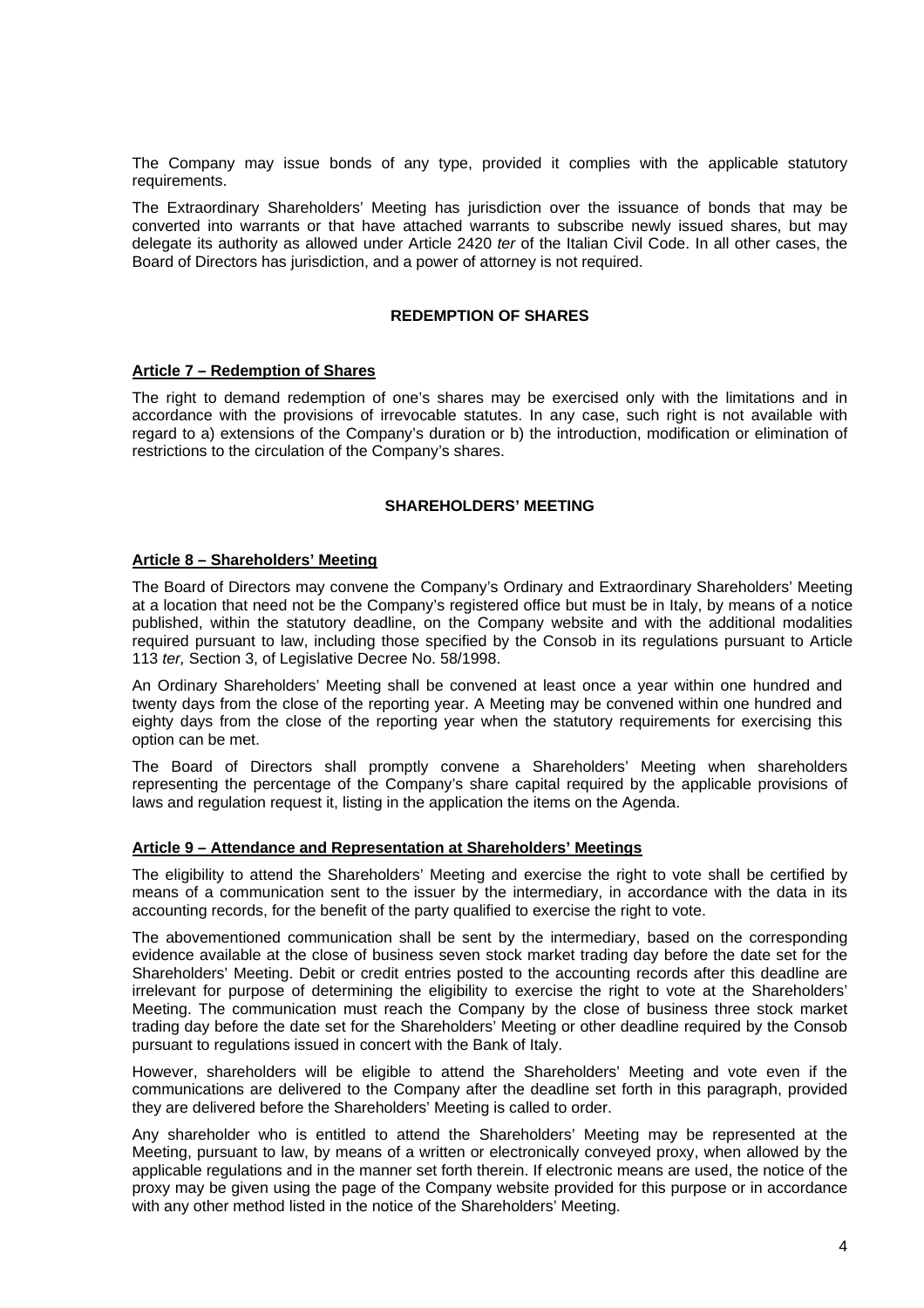The Company may issue bonds of any type, provided it complies with the applicable statutory requirements.

The Extraordinary Shareholders' Meeting has jurisdiction over the issuance of bonds that may be converted into warrants or that have attached warrants to subscribe newly issued shares, but may delegate its authority as allowed under Article 2420 *ter* of the Italian Civil Code. In all other cases, the Board of Directors has jurisdiction, and a power of attorney is not required.

## REDEMPTION OF SHARES

### Article 7 – Redemption of Shares

The right to demand redemption of one's shares may be exercised only with the limitations and in accordance with the provisions of irrevocable statutes. In any case, such right is not available with regard to a) extensions of the Company's duration or b) the introduction, modification or elimination of restrictions to the circulation of the Company's shares.

## SHAREHOLDERS' MEETING

### Article 8 – Shareholders' Meeting

The Board of Directors may convene the Company's Ordinary and Extraordinary Shareholders' Meeting at a location that need not be the Company's registered office but must be in Italy, by means of a notice published, within the statutory deadline, on the Company website and with the additional modalities required pursuant to law, including those specified by the Consob in its regulations pursuant to Article 113 *ter,* Section 3, of Legislative Decree No. 58/1998.

An Ordinary Shareholders' Meeting shall be convened at least once a year within one hundred and twenty days from the close of the reporting year. A Meeting may be convened within one hundred and eighty days from the close of the reporting year when the statutory requirements for exercising this option can be met.

The Board of Directors shall promptly convene a Shareholders' Meeting when shareholders representing the percentage of the Company's share capital required by the applicable provisions of laws and regulation request it, listing in the application the items on the Agenda.

### Article 9 – Attendance and Representation at Shareholders' Meetings

The eligibility to attend the Shareholders' Meeting and exercise the right to vote shall be certified by means of a communication sent to the issuer by the intermediary, in accordance with the data in its accounting records, for the benefit of the party qualified to exercise the right to vote.

The abovementioned communication shall be sent by the intermediary, based on the corresponding evidence available at the close of business seven stock market trading day before the date set for the Shareholders' Meeting. Debit or credit entries posted to the accounting records after this deadline are irrelevant for purpose of determining the eligibility to exercise the right to vote at the Shareholders' Meeting. The communication must reach the Company by the close of business three stock market trading day before the date set for the Shareholders' Meeting or other deadline required by the Consob pursuant to regulations issued in concert with the Bank of Italy.

However, shareholders will be eligible to attend the Shareholders' Meeting and vote even if the communications are delivered to the Company after the deadline set forth in this paragraph, provided they are delivered before the Shareholders' Meeting is called to order.

Any shareholder who is entitled to attend the Shareholders' Meeting may be represented at the Meeting, pursuant to law, by means of a written or electronically conveyed proxy, when allowed by the applicable regulations and in the manner set forth therein. If electronic means are used, the notice of the proxy may be given using the page of the Company website provided for this purpose or in accordance with any other method listed in the notice of the Shareholders' Meeting.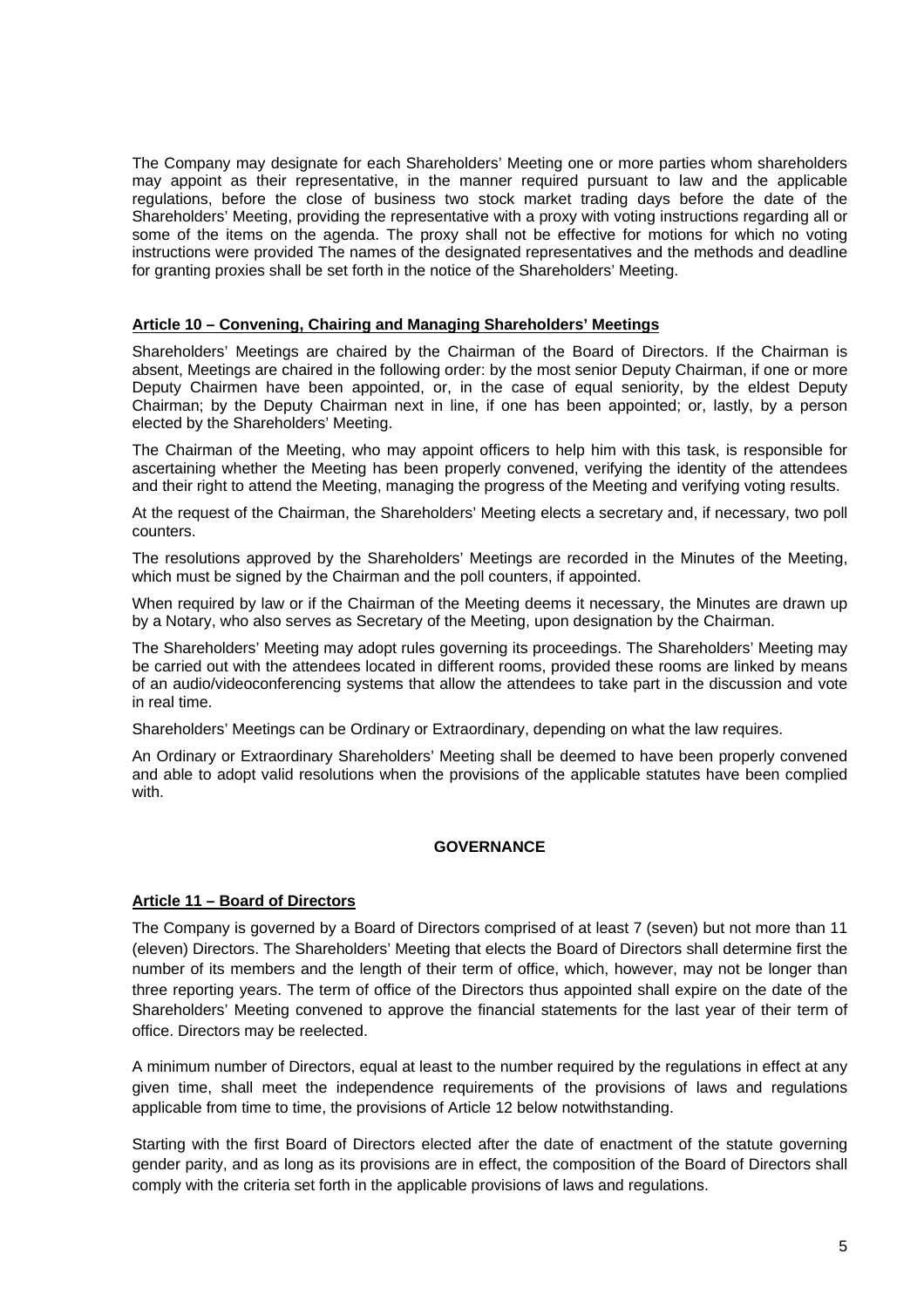The Company may designate for each Shareholders' Meeting one or more parties whom shareholders may appoint as their representative, in the manner required pursuant to law and the applicable regulations, before the close of business two stock market trading days before the date of the Shareholders' Meeting, providing the representative with a proxy with voting instructions regarding all or some of the items on the agenda. The proxy shall not be effective for motions for which no voting instructions were provided The names of the designated representatives and the methods and deadline for granting proxies shall be set forth in the notice of the Shareholders' Meeting.

**Article 10 – Convening, Chairing and Managing Shareholders' Meetings**

Shareholders' Meetings are chaired by the Chairman of the Board of Directors. If the Chairman is absent, Meetings are chaired in the following order: by the most senior Deputy Chairman, if one or more Deputy Chairmen have been appointed, or, in the case of equal seniority, by the eldest Deputy Chairman; by the Deputy Chairman next in line, if one has been appointed; or, lastly, by a person elected by the Shareholders' Meeting.

The Chairman of the Meeting, who may appoint officers to help him with this task, is responsible for ascertaining whether the Meeting has been properly convened, verifying the identity of the attendees and their right to attend the Meeting, managing the progress of the Meeting and verifying voting results.

At the request of the Chairman, the Shareholders' Meeting elects a secretary and, if necessary, two poll counters.

The resolutions approved by the Shareholders' Meetings are recorded in the Minutes of the Meeting, which must be signed by the Chairman and the poll counters, if appointed.

When required by law or if the Chairman of the Meeting deems it necessary, the Minutes are drawn up by a Notary, who also serves as Secretary of the Meeting, upon designation by the Chairman.

The Shareholders' Meeting may adopt rules governing its proceedings. The Shareholders' Meeting may be carried out with the attendees located in different rooms, provided these rooms are linked by means of an audio/videoconferencing systems that allow the attendees to take part in the discussion and vote in real time.

Shareholders' Meetings can be Ordinary or Extraordinary, depending on what the law requires.

An Ordinary or Extraordinary Shareholders' Meeting shall be deemed to have been properly convened and able to adopt valid resolutions when the provisions of the applicable statutes have been complied with.

## GOVERNANCE

**Article 11 – Board of Directors**

The Company is governed by a Board of Directors comprised of at least 7 (seven) but not more than 11 (eleven) Directors. The Shareholders' Meeting that elects the Board of Directors shall determine first the number of its members and the length of their term of office, which, however, may not be longer than three reporting years. The term of office of the Directors thus appointed shall expire on the date of the Shareholders' Meeting convened to approve the financial statements for the last year of their term of office. Directors may be reelected.

A minimum number of Directors, equal at least to the number required by the regulations in effect at any given time, shall meet the independence requirements of the provisions of laws and regulations applicable from time to time, the provisions of Article 12 below notwithstanding.

Starting with the first Board of Directors elected after the date of enactment of the statute governing gender parity, and as long as its provisions are in effect, the composition of the Board of Directors shall comply with the criteria set forth in the applicable provisions of laws and regulations.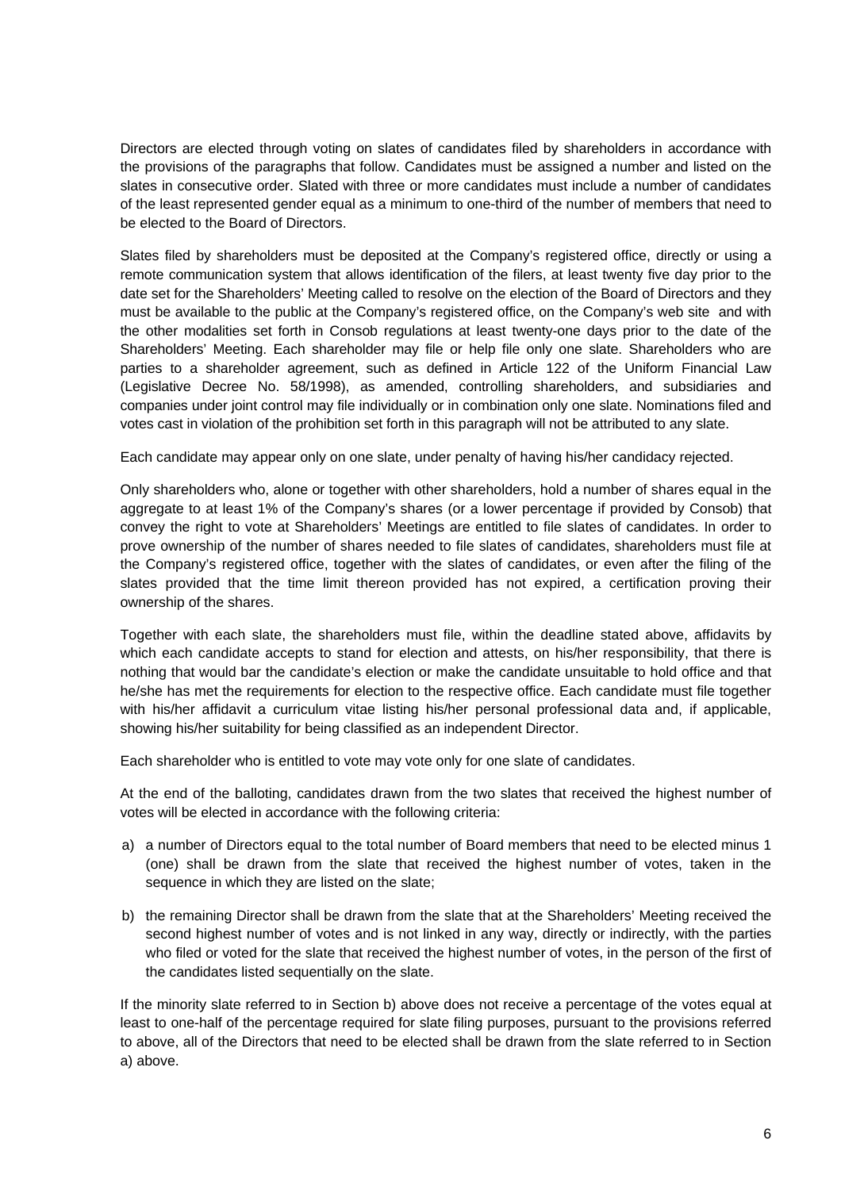Directors are elected through voting on slates of candidates filed by shareholders in accordance with the provisions of the paragraphs that follow. Candidates must be assigned a number and listed on the slates in consecutive order. Slated with three or more candidates must include a number of candidates of the least represented gender equal as a minimum to one-third of the number of members that need to be elected to the Board of Directors.

Slates filed by shareholders must be deposited at the Company's registered office, directly or using a remote communication system that allows identification of the filers, at least twenty five day prior to the date set for the Shareholders' Meeting called to resolve on the election of the Board of Directors and they must be available to the public at the Company's registered office, on the Company's web site and with the other modalities set forth in Consob regulations at least twenty-one days prior to the date of the Shareholders' Meeting. Each shareholder may file or help file only one slate. Shareholders who are parties to a shareholder agreement, such as defined in Article 122 of the Uniform Financial Law (Legislative Decree No. 58/1998), as amended, controlling shareholders, and subsidiaries and companies under joint control may file individually or in combination only one slate. Nominations filed and votes cast in violation of the prohibition set forth in this paragraph will not be attributed to any slate.

Each candidate may appear only on one slate, under penalty of having his/her candidacy rejected.

Only shareholders who, alone or together with other shareholders, hold a number of shares equal in the aggregate to at least 1% of the Company's shares (or a lower percentage if provided by Consob) that convey the right to vote at Shareholders' Meetings are entitled to file slates of candidates. In order to prove ownership of the number of shares needed to file slates of candidates, shareholders must file at the Company's registered office, together with the slates of candidates, or even after the filing of the slates provided that the time limit thereon provided has not expired, a certification proving their ownership of the shares.

Together with each slate, the shareholders must file, within the deadline stated above, affidavits by which each candidate accepts to stand for election and attests, on his/her responsibility, that there is nothing that would bar the candidate's election or make the candidate unsuitable to hold office and that he/she has met the requirements for election to the respective office. Each candidate must file together with his/her affidavit a curriculum vitae listing his/her personal professional data and, if applicable, showing his/her suitability for being classified as an independent Director.

Each shareholder who is entitled to vote may vote only for one slate of candidates.

At the end of the balloting, candidates drawn from the two slates that received the highest number of votes will be elected in accordance with the following criteria:

a) a number of Directors equal to the total number of Board members that need to be elected minus 1 (one) shall be drawn from the slate that received the highest number of votes, taken in the sequence in which they are listed on the slate;

b) the remaining Director shall be drawn from the slate that at the Shareholders' Meeting received the second highest number of votes and is not linked in any way, directly or indirectly, with the parties who filed or voted for the slate that received the highest number of votes, in the person of the first of the candidates listed sequentially on the slate.

If the minority slate referred to in Section b) above does not receive a percentage of the votes equal at least to one-half of the percentage required for slate filing purposes, pursuant to the provisions referred to above, all of the Directors that need to be elected shall be drawn from the slate referred to in Section a) above.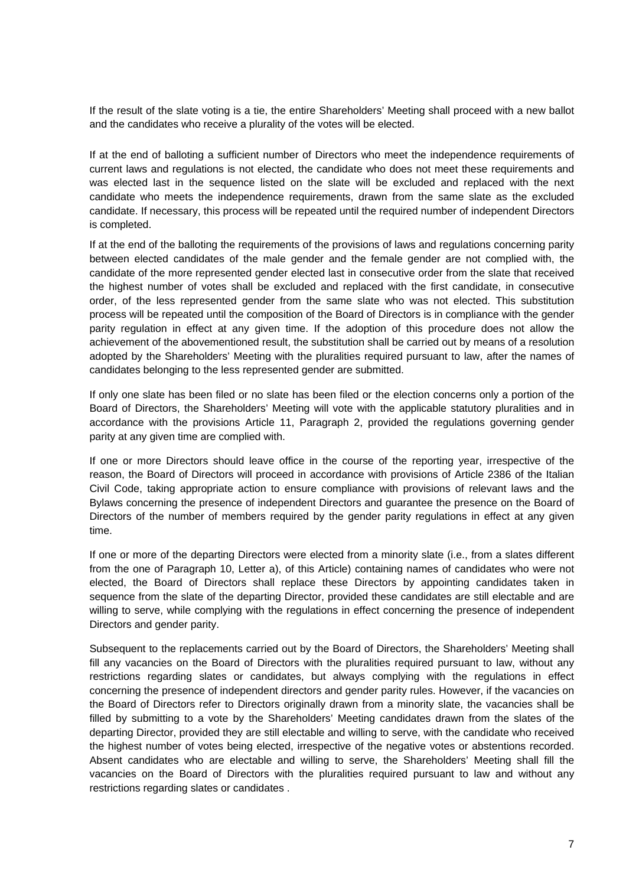If the result of the slate voting is a tie, the entire Shareholders' Meeting shall proceed with a new ballot and the candidates who receive a plurality of the votes will be elected.

If at the end of balloting a sufficient number of Directors who meet the independence requirements of current laws and regulations is not elected, the candidate who does not meet these requirements and was elected last in the sequence listed on the slate will be excluded and replaced with the next candidate who meets the independence requirements, drawn from the same slate as the excluded candidate. If necessary, this process will be repeated until the required number of independent Directors is completed.

If at the end of the balloting the requirements of the provisions of laws and regulations concerning parity between elected candidates of the male gender and the female gender are not complied with, the candidate of the more represented gender elected last in consecutive order from the slate that received the highest number of votes shall be excluded and replaced with the first candidate, in consecutive order, of the less represented gender from the same slate who was not elected. This substitution process will be repeated until the composition of the Board of Directors is in compliance with the gender parity regulation in effect at any given time. If the adoption of this procedure does not allow the achievement of the abovementioned result, the substitution shall be carried out by means of a resolution adopted by the Shareholders' Meeting with the pluralities required pursuant to law, after the names of candidates belonging to the less represented gender are submitted.

If only one slate has been filed or no slate has been filed or the election concerns only a portion of the Board of Directors, the Shareholders' Meeting will vote with the applicable statutory pluralities and in accordance with the provisions Article 11, Paragraph 2, provided the regulations governing gender parity at any given time are complied with.

If one or more Directors should leave office in the course of the reporting year, irrespective of the reason, the Board of Directors will proceed in accordance with provisions of Article 2386 of the Italian Civil Code, taking appropriate action to ensure compliance with provisions of relevant laws and the Bylaws concerning the presence of independent Directors and guarantee the presence on the Board of Directors of the number of members required by the gender parity regulations in effect at any given time.

If one or more of the departing Directors were elected from a minority slate (i.e., from a slates different from the one of Paragraph 10, Letter a), of this Article) containing names of candidates who were not elected, the Board of Directors shall replace these Directors by appointing candidates taken in sequence from the slate of the departing Director, provided these candidates are still electable and are willing to serve, while complying with the regulations in effect concerning the presence of independent Directors and gender parity.

Subsequent to the replacements carried out by the Board of Directors, the Shareholders' Meeting shall fill any vacancies on the Board of Directors with the pluralities required pursuant to law, without any restrictions regarding slates or candidates, but always complying with the regulations in effect concerning the presence of independent directors and gender parity rules. However, if the vacancies on the Board of Directors refer to Directors originally drawn from a minority slate, the vacancies shall be filled by submitting to a vote by the Shareholders' Meeting candidates drawn from the slates of the departing Director, provided they are still electable and willing to serve, with the candidate who received the highest number of votes being elected, irrespective of the negative votes or abstentions recorded. Absent candidates who are electable and willing to serve, the Shareholders' Meeting shall fill the vacancies on the Board of Directors with the pluralities required pursuant to law and without any restrictions regarding slates or candidates .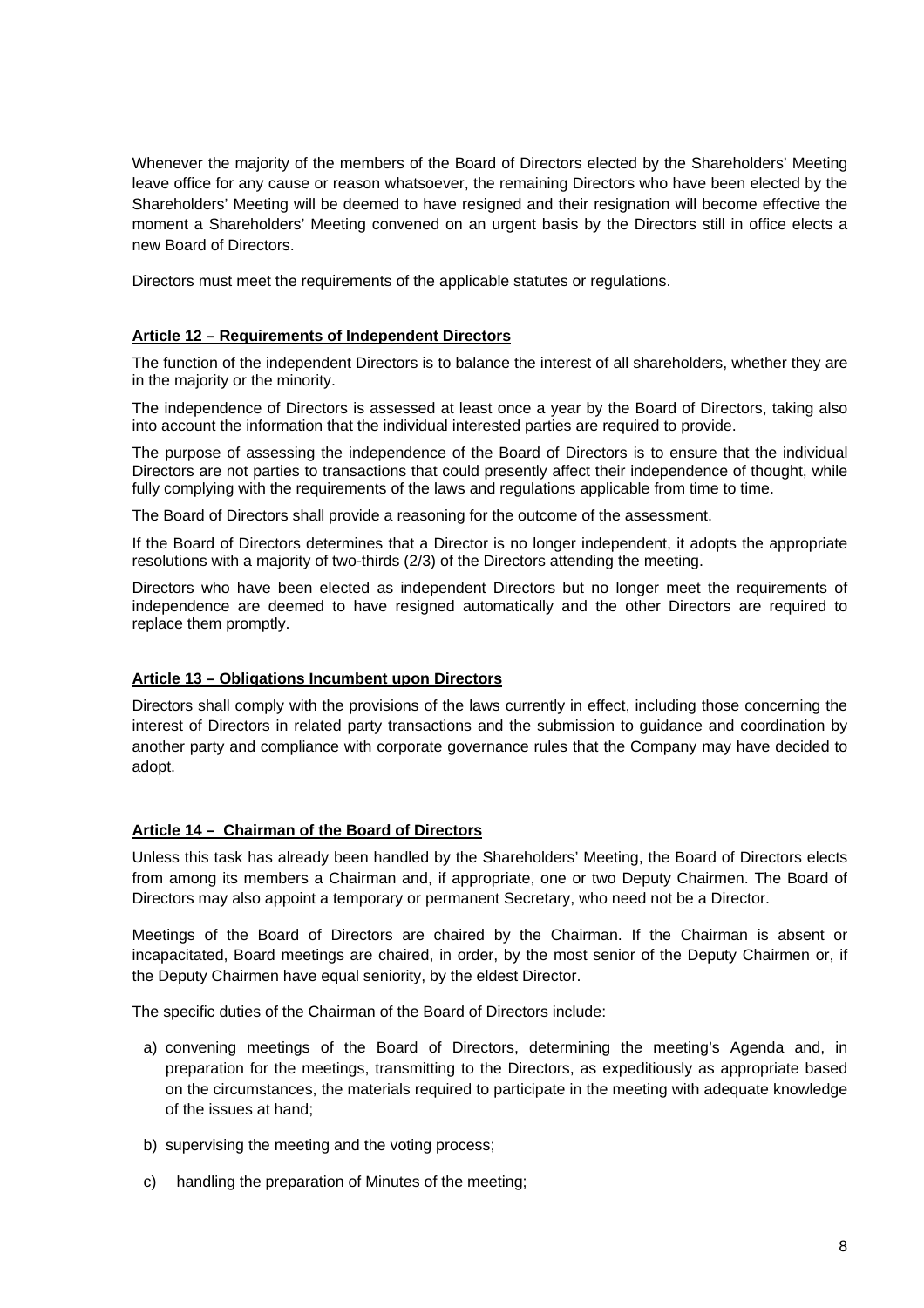Whenever the majority of the members of the Board of Directors elected by the Shareholders' Meeting leave office for any cause or reason whatsoever, the remaining Directors who have been elected by the Shareholders' Meeting will be deemed to have resigned and their resignation will become effective the moment a Shareholders' Meeting convened on an urgent basis by the Directors still in office elects a new Board of Directors.

Directors must meet the requirements of the applicable statutes or regulations.

**Article 12 – Requirements of Independent Directors**

The function of the independent Directors is to balance the interest of all shareholders, whether they are in the majority or the minority.

The independence of Directors is assessed at least once a year by the Board of Directors, taking also into account the information that the individual interested parties are required to provide.

The purpose of assessing the independence of the Board of Directors is to ensure that the individual Directors are not parties to transactions that could presently affect their independence of thought, while fully complying with the requirements of the laws and regulations applicable from time to time.

The Board of Directors shall provide a reasoning for the outcome of the assessment.

If the Board of Directors determines that a Director is no longer independent, it adopts the appropriate resolutions with a majority of two-thirds (2/3) of the Directors attending the meeting.

Directors who have been elected as independent Directors but no longer meet the requirements of independence are deemed to have resigned automatically and the other Directors are required to replace them promptly.

**Article 13 – Obligations Incumbent upon Directors**

Directors shall comply with the provisions of the laws currently in effect, including those concerning the interest of Directors in related party transactions and the submission to guidance and coordination by another party and compliance with corporate governance rules that the Company may have decided to adopt.

**Article 14 – Chairman of the Board of Directors**

Unless this task has already been handled by the Shareholders' Meeting, the Board of Directors elects from among its members a Chairman and, if appropriate, one or two Deputy Chairmen. The Board of Directors may also appoint a temporary or permanent Secretary, who need not be a Director.

Meetings of the Board of Directors are chaired by the Chairman. If the Chairman is absent or incapacitated, Board meetings are chaired, in order, by the most senior of the Deputy Chairmen or, if the Deputy Chairmen have equal seniority, by the eldest Director.

The specific duties of the Chairman of the Board of Directors include:

a) convening meetings of the Board of Directors, determining the meeting's Agenda and, in preparation for the meetings, transmitting to the Directors, as expeditiously as appropriate based on the circumstances, the materials required to participate in the meeting with adequate knowledge of the issues at hand;

b) supervising the meeting and the voting process;

c) handling the preparation of Minutes of the meeting;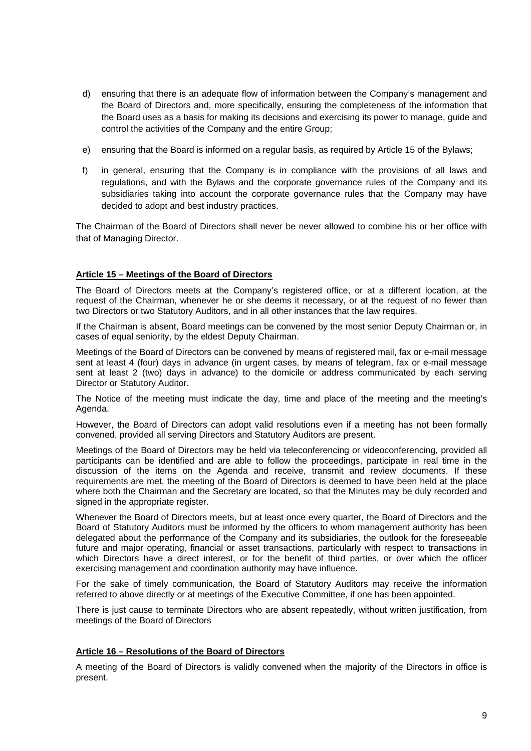d) ensuring that there is an adequate flow of information between the Company's management and the Board of Directors and, more specifically, ensuring the completeness of the information that the Board uses as a basis for making its decisions and exercising its power to manage, guide and control the activities of the Company and the entire Group;

e) ensuring that the Board is informed on a regular basis, as required by Article 15 of the Bylaws;

f) in general, ensuring that the Company is in compliance with the provisions of all laws and regulations, and with the Bylaws and the corporate governance rules of the Company and its subsidiaries taking into account the corporate governance rules that the Company may have decided to adopt and best industry practices.

The Chairman of the Board of Directors shall never be never allowed to combine his or her office with that of Managing Director.

**Article 15 – Meetings of the Board of Directors**

The Board of Directors meets at the Company's registered office, or at a different location, at the request of the Chairman, whenever he or she deems it necessary, or at the request of no fewer than two Directors or two Statutory Auditors, and in all other instances that the law requires.

If the Chairman is absent, Board meetings can be convened by the most senior Deputy Chairman or, in cases of equal seniority, by the eldest Deputy Chairman.

Meetings of the Board of Directors can be convened by means of registered mail, fax or e-mail message sent at least 4 (four) days in advance (in urgent cases, by means of telegram, fax or e-mail message sent at least 2 (two) days in advance) to the domicile or address communicated by each serving Director or Statutory Auditor.

The Notice of the meeting must indicate the day, time and place of the meeting and the meeting's Agenda.

However, the Board of Directors can adopt valid resolutions even if a meeting has not been formally convened, provided all serving Directors and Statutory Auditors are present.

Meetings of the Board of Directors may be held via teleconferencing or videoconferencing, provided all participants can be identified and are able to follow the proceedings, participate in real time in the discussion of the items on the Agenda and receive, transmit and review documents. If these requirements are met, the meeting of the Board of Directors is deemed to have been held at the place where both the Chairman and the Secretary are located, so that the Minutes may be duly recorded and signed in the appropriate register.

Whenever the Board of Directors meets, but at least once every quarter, the Board of Directors and the Board of Statutory Auditors must be informed by the officers to whom management authority has been delegated about the performance of the Company and its subsidiaries, the outlook for the foreseeable future and major operating, financial or asset transactions, particularly with respect to transactions in which Directors have a direct interest, or for the benefit of third parties, or over which the officer exercising management and coordination authority may have influence.

For the sake of timely communication, the Board of Statutory Auditors may receive the information referred to above directly or at meetings of the Executive Committee, if one has been appointed.

There is just cause to terminate Directors who are absent repeatedly, without written justification, from meetings of the Board of Directors

**Article 16 – Resolutions of the Board of Directors**

A meeting of the Board of Directors is validly convened when the majority of the Directors in office is present.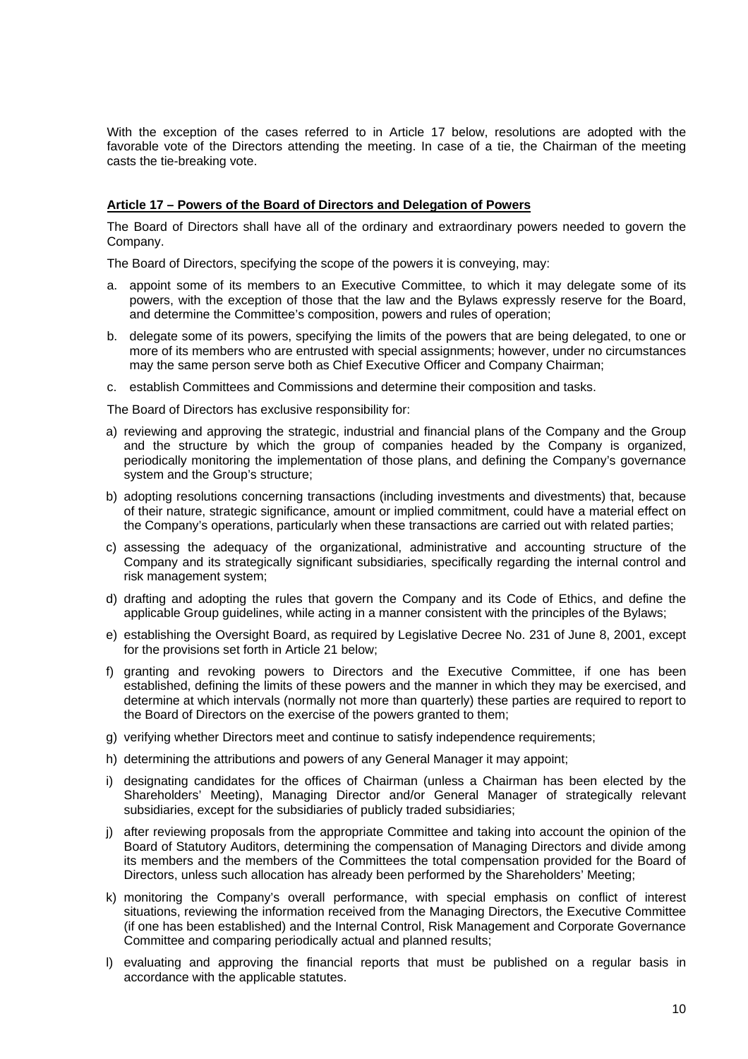With the exception of the cases referred to in Article 17 below, resolutions are adopted with the favorable vote of the Directors attending the meeting. In case of a tie, the Chairman of the meeting casts the tie-breaking vote.

**Article 17 – Powers of the Board of Directors and Delegation of Powers**

The Board of Directors shall have all of the ordinary and extraordinary powers needed to govern the Company.

The Board of Directors, specifying the scope of the powers it is conveying, may:

a. appoint some of its members to an Executive Committee, to which it may delegate some of its powers, with the exception of those that the law and the Bylaws expressly reserve for the Board, and determine the Committee's composition, powers and rules of operation;
b. delegate some of its powers, specifying the limits of the powers that are being delegated, to one or more of its members who are entrusted with special assignments; however, under no circumstances may the same person serve both as Chief Executive Officer and Company Chairman;
c. establish Committees and Commissions and determine their composition and tasks.

The Board of Directors has exclusive responsibility for:

a) reviewing and approving the strategic, industrial and financial plans of the Company and the Group and the structure by which the group of companies headed by the Company is organized, periodically monitoring the implementation of those plans, and defining the Company's governance system and the Group's structure;
b) adopting resolutions concerning transactions (including investments and divestments) that, because of their nature, strategic significance, amount or implied commitment, could have a material effect on the Company's operations, particularly when these transactions are carried out with related parties;
c) assessing the adequacy of the organizational, administrative and accounting structure of the Company and its strategically significant subsidiaries, specifically regarding the internal control and risk management system;
d) drafting and adopting the rules that govern the Company and its Code of Ethics, and define the applicable Group guidelines, while acting in a manner consistent with the principles of the Bylaws;
e) establishing the Oversight Board, as required by Legislative Decree No. 231 of June 8, 2001, except for the provisions set forth in Article 21 below;
f) granting and revoking powers to Directors and the Executive Committee, if one has been established, defining the limits of these powers and the manner in which they may be exercised, and determine at which intervals (normally not more than quarterly) these parties are required to report to the Board of Directors on the exercise of the powers granted to them;
g) verifying whether Directors meet and continue to satisfy independence requirements;
h) determining the attributions and powers of any General Manager it may appoint;
i) designating candidates for the offices of Chairman (unless a Chairman has been elected by the Shareholders' Meeting), Managing Director and/or General Manager of strategically relevant subsidiaries, except for the subsidiaries of publicly traded subsidiaries;
j) after reviewing proposals from the appropriate Committee and taking into account the opinion of the Board of Statutory Auditors, determining the compensation of Managing Directors and divide among its members and the members of the Committees the total compensation provided for the Board of Directors, unless such allocation has already been performed by the Shareholders' Meeting;
k) monitoring the Company's overall performance, with special emphasis on conflict of interest situations, reviewing the information received from the Managing Directors, the Executive Committee (if one has been established) and the Internal Control, Risk Management and Corporate Governance Committee and comparing periodically actual and planned results;
l) evaluating and approving the financial reports that must be published on a regular basis in accordance with the applicable statutes.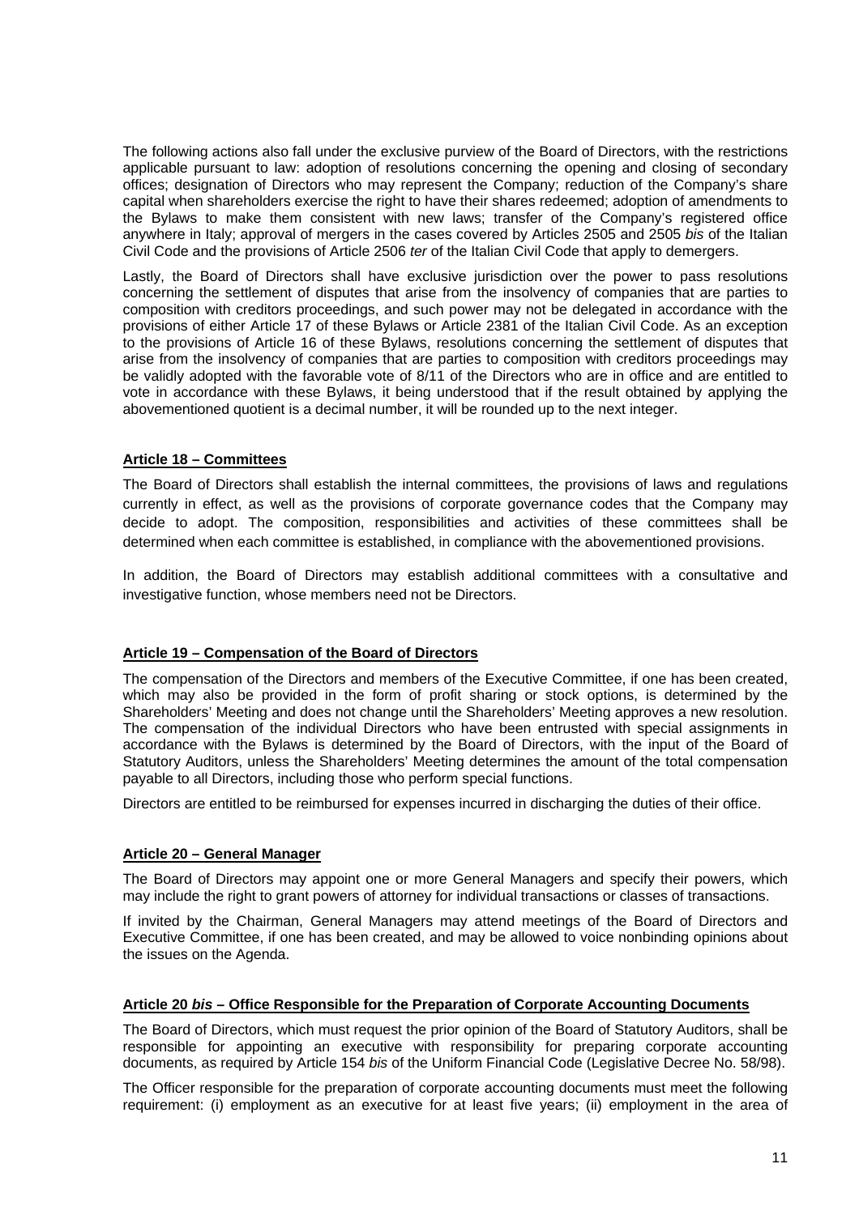The following actions also fall under the exclusive purview of the Board of Directors, with the restrictions applicable pursuant to law: adoption of resolutions concerning the opening and closing of secondary offices; designation of Directors who may represent the Company; reduction of the Company's share capital when shareholders exercise the right to have their shares redeemed; adoption of amendments to the Bylaws to make them consistent with new laws; transfer of the Company's registered office anywhere in Italy; approval of mergers in the cases covered by Articles 2505 and 2505 *bis* of the Italian Civil Code and the provisions of Article 2506 *ter* of the Italian Civil Code that apply to demergers.

Lastly, the Board of Directors shall have exclusive jurisdiction over the power to pass resolutions concerning the settlement of disputes that arise from the insolvency of companies that are parties to composition with creditors proceedings, and such power may not be delegated in accordance with the provisions of either Article 17 of these Bylaws or Article 2381 of the Italian Civil Code. As an exception to the provisions of Article 16 of these Bylaws, resolutions concerning the settlement of disputes that arise from the insolvency of companies that are parties to composition with creditors proceedings may be validly adopted with the favorable vote of 8/11 of the Directors who are in office and are entitled to vote in accordance with these Bylaws, it being understood that if the result obtained by applying the abovementioned quotient is a decimal number, it will be rounded up to the next integer.

**Article 18 – Committees**

The Board of Directors shall establish the internal committees, the provisions of laws and regulations currently in effect, as well as the provisions of corporate governance codes that the Company may decide to adopt. The composition, responsibilities and activities of these committees shall be determined when each committee is established, in compliance with the abovementioned provisions.

In addition, the Board of Directors may establish additional committees with a consultative and investigative function, whose members need not be Directors.

**Article 19 – Compensation of the Board of Directors**

The compensation of the Directors and members of the Executive Committee, if one has been created, which may also be provided in the form of profit sharing or stock options, is determined by the Shareholders' Meeting and does not change until the Shareholders' Meeting approves a new resolution. The compensation of the individual Directors who have been entrusted with special assignments in accordance with the Bylaws is determined by the Board of Directors, with the input of the Board of Statutory Auditors, unless the Shareholders' Meeting determines the amount of the total compensation payable to all Directors, including those who perform special functions.

Directors are entitled to be reimbursed for expenses incurred in discharging the duties of their office.

**Article 20 – General Manager**

The Board of Directors may appoint one or more General Managers and specify their powers, which may include the right to grant powers of attorney for individual transactions or classes of transactions.

If invited by the Chairman, General Managers may attend meetings of the Board of Directors and Executive Committee, if one has been created, and may be allowed to voice nonbinding opinions about the issues on the Agenda.

**Article 20 *bis* – Office Responsible for the Preparation of Corporate Accounting Documents**

The Board of Directors, which must request the prior opinion of the Board of Statutory Auditors, shall be responsible for appointing an executive with responsibility for preparing corporate accounting documents, as required by Article 154 *bis* of the Uniform Financial Code (Legislative Decree No. 58/98).

The Officer responsible for the preparation of corporate accounting documents must meet the following requirement: (i) employment as an executive for at least five years; (ii) employment in the area of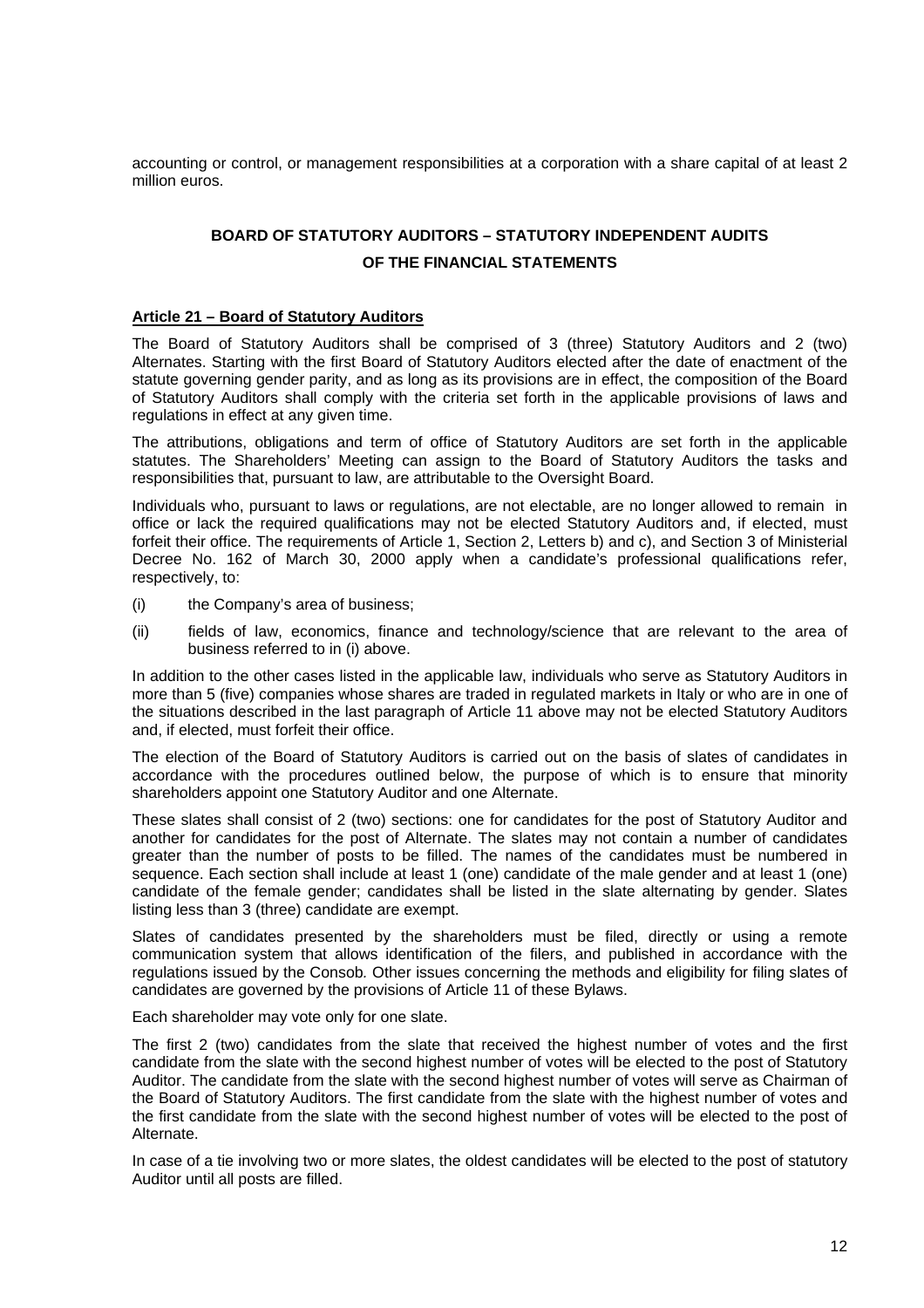accounting or control, or management responsibilities at a corporation with a share capital of at least 2 million euros.

## BOARD OF STATUTORY AUDITORS – STATUTORY INDEPENDENT AUDITS OF THE FINANCIAL STATEMENTS

### Article 21 – Board of Statutory Auditors

The Board of Statutory Auditors shall be comprised of 3 (three) Statutory Auditors and 2 (two) Alternates. Starting with the first Board of Statutory Auditors elected after the date of enactment of the statute governing gender parity, and as long as its provisions are in effect, the composition of the Board of Statutory Auditors shall comply with the criteria set forth in the applicable provisions of laws and regulations in effect at any given time.

The attributions, obligations and term of office of Statutory Auditors are set forth in the applicable statutes. The Shareholders' Meeting can assign to the Board of Statutory Auditors the tasks and responsibilities that, pursuant to law, are attributable to the Oversight Board.

Individuals who, pursuant to laws or regulations, are not electable, are no longer allowed to remain in office or lack the required qualifications may not be elected Statutory Auditors and, if elected, must forfeit their office. The requirements of Article 1, Section 2, Letters b) and c), and Section 3 of Ministerial Decree No. 162 of March 30, 2000 apply when a candidate's professional qualifications refer, respectively, to:

(i) the Company's area of business;

(ii) fields of law, economics, finance and technology/science that are relevant to the area of business referred to in (i) above.

In addition to the other cases listed in the applicable law, individuals who serve as Statutory Auditors in more than 5 (five) companies whose shares are traded in regulated markets in Italy or who are in one of the situations described in the last paragraph of Article 11 above may not be elected Statutory Auditors and, if elected, must forfeit their office.

The election of the Board of Statutory Auditors is carried out on the basis of slates of candidates in accordance with the procedures outlined below, the purpose of which is to ensure that minority shareholders appoint one Statutory Auditor and one Alternate.

These slates shall consist of 2 (two) sections: one for candidates for the post of Statutory Auditor and another for candidates for the post of Alternate. The slates may not contain a number of candidates greater than the number of posts to be filled. The names of the candidates must be numbered in sequence. Each section shall include at least 1 (one) candidate of the male gender and at least 1 (one) candidate of the female gender; candidates shall be listed in the slate alternating by gender. Slates listing less than 3 (three) candidate are exempt.

Slates of candidates presented by the shareholders must be filed, directly or using a remote communication system that allows identification of the filers, and published in accordance with the regulations issued by the Consob. Other issues concerning the methods and eligibility for filing slates of candidates are governed by the provisions of Article 11 of these Bylaws.

Each shareholder may vote only for one slate.

The first 2 (two) candidates from the slate that received the highest number of votes and the first candidate from the slate with the second highest number of votes will be elected to the post of Statutory Auditor. The candidate from the slate with the second highest number of votes will serve as Chairman of the Board of Statutory Auditors. The first candidate from the slate with the highest number of votes and the first candidate from the slate with the second highest number of votes will be elected to the post of Alternate.

In case of a tie involving two or more slates, the oldest candidates will be elected to the post of statutory Auditor until all posts are filled.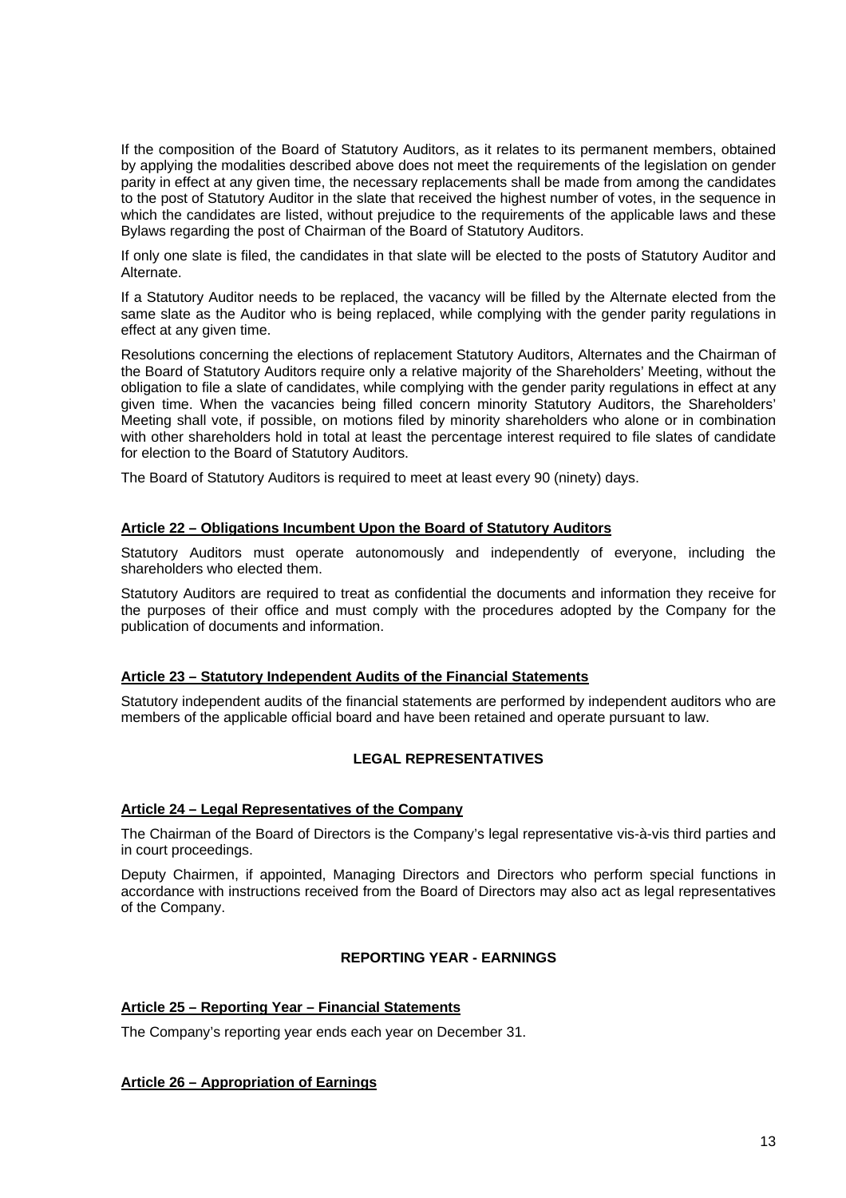If the composition of the Board of Statutory Auditors, as it relates to its permanent members, obtained by applying the modalities described above does not meet the requirements of the legislation on gender parity in effect at any given time, the necessary replacements shall be made from among the candidates to the post of Statutory Auditor in the slate that received the highest number of votes, in the sequence in which the candidates are listed, without prejudice to the requirements of the applicable laws and these Bylaws regarding the post of Chairman of the Board of Statutory Auditors.

If only one slate is filed, the candidates in that slate will be elected to the posts of Statutory Auditor and Alternate.

If a Statutory Auditor needs to be replaced, the vacancy will be filled by the Alternate elected from the same slate as the Auditor who is being replaced, while complying with the gender parity regulations in effect at any given time.

Resolutions concerning the elections of replacement Statutory Auditors, Alternates and the Chairman of the Board of Statutory Auditors require only a relative majority of the Shareholders' Meeting, without the obligation to file a slate of candidates, while complying with the gender parity regulations in effect at any given time. When the vacancies being filled concern minority Statutory Auditors, the Shareholders' Meeting shall vote, if possible, on motions filed by minority shareholders who alone or in combination with other shareholders hold in total at least the percentage interest required to file slates of candidate for election to the Board of Statutory Auditors.

The Board of Statutory Auditors is required to meet at least every 90 (ninety) days.

### Article 22 – Obligations Incumbent Upon the Board of Statutory Auditors

Statutory Auditors must operate autonomously and independently of everyone, including the shareholders who elected them.

Statutory Auditors are required to treat as confidential the documents and information they receive for the purposes of their office and must comply with the procedures adopted by the Company for the publication of documents and information.

### Article 23 – Statutory Independent Audits of the Financial Statements

Statutory independent audits of the financial statements are performed by independent auditors who are members of the applicable official board and have been retained and operate pursuant to law.

## LEGAL REPRESENTATIVES

### Article 24 – Legal Representatives of the Company

The Chairman of the Board of Directors is the Company's legal representative vis-à-vis third parties and in court proceedings.

Deputy Chairmen, if appointed, Managing Directors and Directors who perform special functions in accordance with instructions received from the Board of Directors may also act as legal representatives of the Company.

## REPORTING YEAR - EARNINGS

### Article 25 – Reporting Year – Financial Statements

The Company's reporting year ends each year on December 31.

### Article 26 – Appropriation of Earnings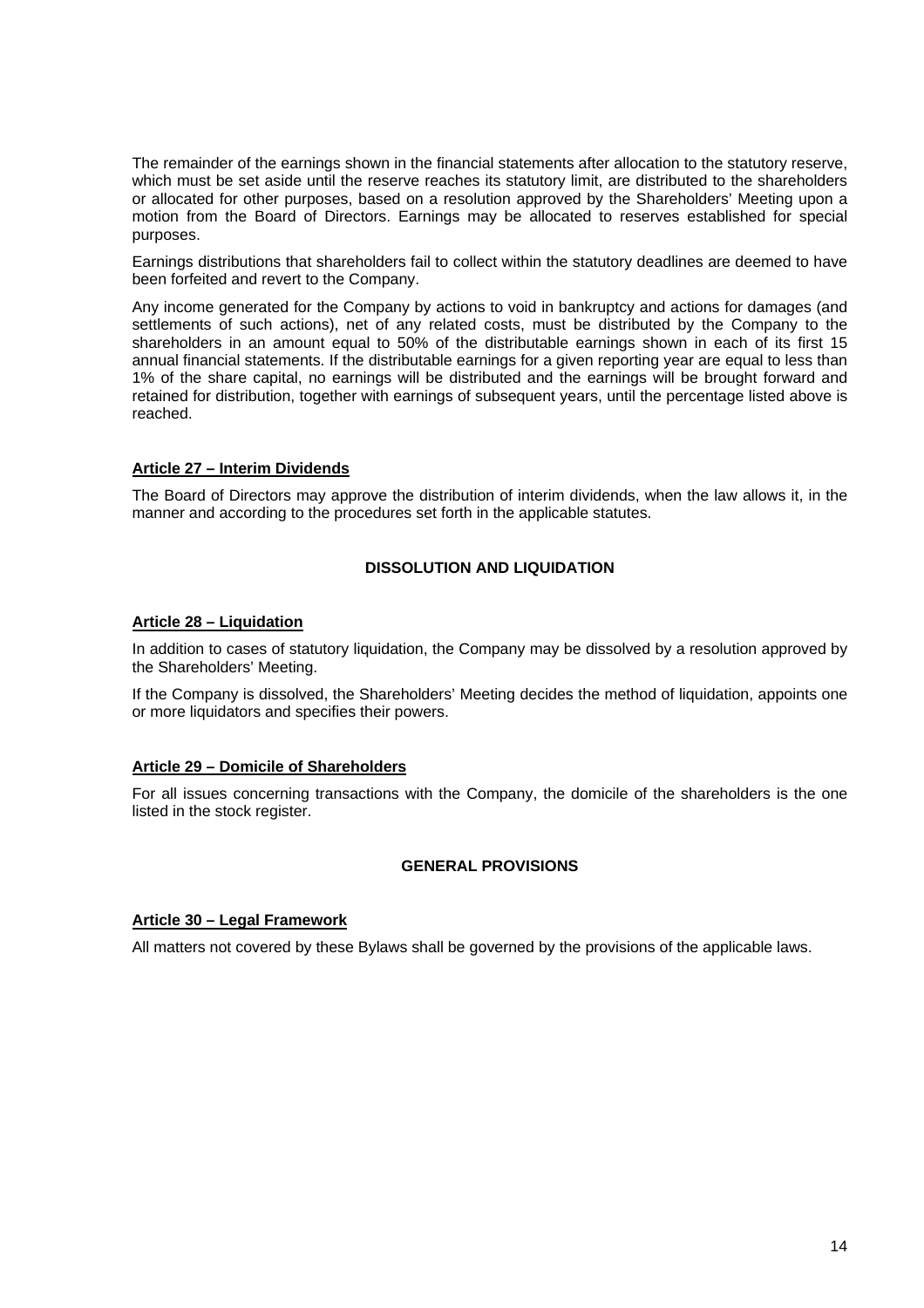The remainder of the earnings shown in the financial statements after allocation to the statutory reserve, which must be set aside until the reserve reaches its statutory limit, are distributed to the shareholders or allocated for other purposes, based on a resolution approved by the Shareholders' Meeting upon a motion from the Board of Directors. Earnings may be allocated to reserves established for special purposes.

Earnings distributions that shareholders fail to collect within the statutory deadlines are deemed to have been forfeited and revert to the Company.

Any income generated for the Company by actions to void in bankruptcy and actions for damages (and settlements of such actions), net of any related costs, must be distributed by the Company to the shareholders in an amount equal to 50% of the distributable earnings shown in each of its first 15 annual financial statements. If the distributable earnings for a given reporting year are equal to less than 1% of the share capital, no earnings will be distributed and the earnings will be brought forward and retained for distribution, together with earnings of subsequent years, until the percentage listed above is reached.

**Article 27 – Interim Dividends**

The Board of Directors may approve the distribution of interim dividends, when the law allows it, in the manner and according to the procedures set forth in the applicable statutes.

## DISSOLUTION AND LIQUIDATION

**Article 28 – Liquidation**

In addition to cases of statutory liquidation, the Company may be dissolved by a resolution approved by the Shareholders' Meeting.

If the Company is dissolved, the Shareholders' Meeting decides the method of liquidation, appoints one or more liquidators and specifies their powers.

**Article 29 – Domicile of Shareholders**

For all issues concerning transactions with the Company, the domicile of the shareholders is the one listed in the stock register.

## GENERAL PROVISIONS

**Article 30 – Legal Framework**

All matters not covered by these Bylaws shall be governed by the provisions of the applicable laws.